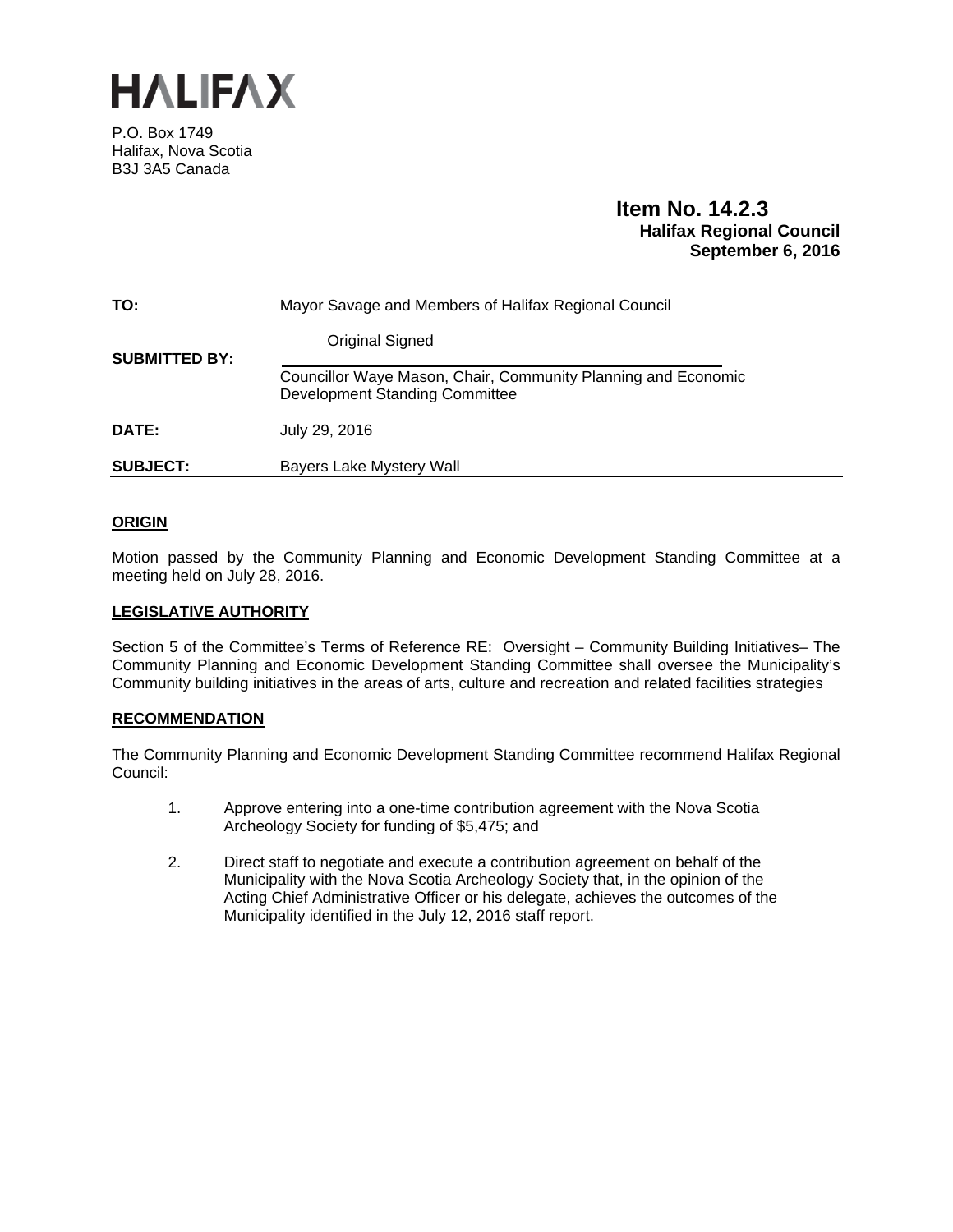# HALIFAX

P.O. Box 1749
Halifax, Nova Scotia
B3J 3A5 Canada

**Item No. 14.2.3**
**Halifax Regional Council**
**September 6, 2016**

| | |
|---|---|
| **TO:** | Mayor Savage and Members of Halifax Regional Council |
| **SUBMITTED BY:** | Original Signed<br>Councillor Waye Mason, Chair, Community Planning and Economic Development Standing Committee |
| **DATE:** | July 29, 2016 |
| **SUBJECT:** | Bayers Lake Mystery Wall |

## ORIGIN

Motion passed by the Community Planning and Economic Development Standing Committee at a meeting held on July 28, 2016.

## LEGISLATIVE AUTHORITY

Section 5 of the Committee's Terms of Reference RE: Oversight – Community Building Initiatives– The Community Planning and Economic Development Standing Committee shall oversee the Municipality's Community building initiatives in the areas of arts, culture and recreation and related facilities strategies

## RECOMMENDATION

The Community Planning and Economic Development Standing Committee recommend Halifax Regional Council:

1. Approve entering into a one-time contribution agreement with the Nova Scotia Archeology Society for funding of $5,475; and

2. Direct staff to negotiate and execute a contribution agreement on behalf of the Municipality with the Nova Scotia Archeology Society that, in the opinion of the Acting Chief Administrative Officer or his delegate, achieves the outcomes of the Municipality identified in the July 12, 2016 staff report.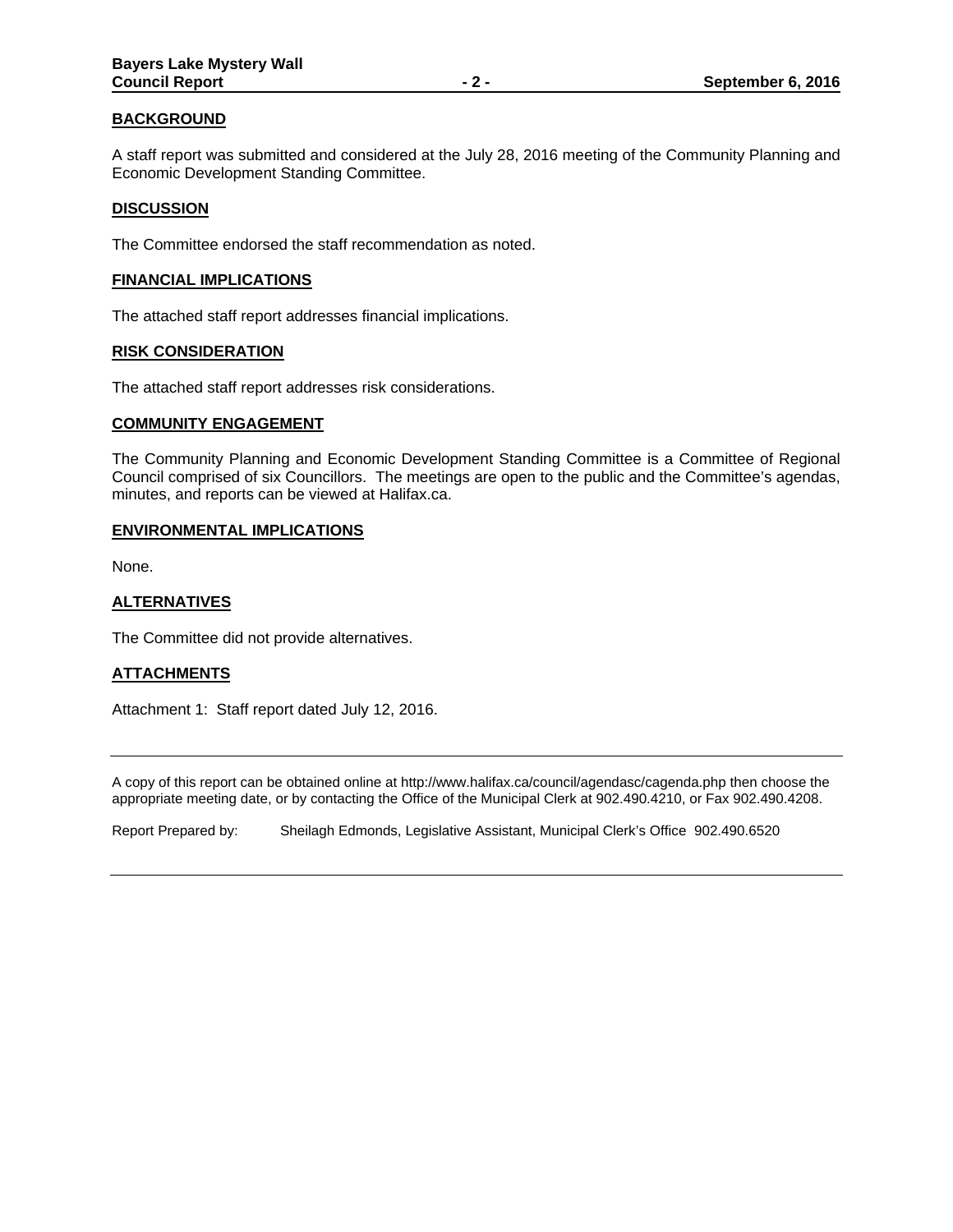## BACKGROUND

A staff report was submitted and considered at the July 28, 2016 meeting of the Community Planning and Economic Development Standing Committee.

## DISCUSSION

The Committee endorsed the staff recommendation as noted.

## FINANCIAL IMPLICATIONS

The attached staff report addresses financial implications.

## RISK CONSIDERATION

The attached staff report addresses risk considerations.

## COMMUNITY ENGAGEMENT

The Community Planning and Economic Development Standing Committee is a Committee of Regional Council comprised of six Councillors. The meetings are open to the public and the Committee's agendas, minutes, and reports can be viewed at Halifax.ca.

## ENVIRONMENTAL IMPLICATIONS

None.

## ALTERNATIVES

The Committee did not provide alternatives.

## ATTACHMENTS

Attachment 1: Staff report dated July 12, 2016.

---

A copy of this report can be obtained online at http://www.halifax.ca/council/agendasc/cagenda.php then choose the appropriate meeting date, or by contacting the Office of the Municipal Clerk at 902.490.4210, or Fax 902.490.4208.

Report Prepared by: Sheilagh Edmonds, Legislative Assistant, Municipal Clerk's Office 902.490.6520

---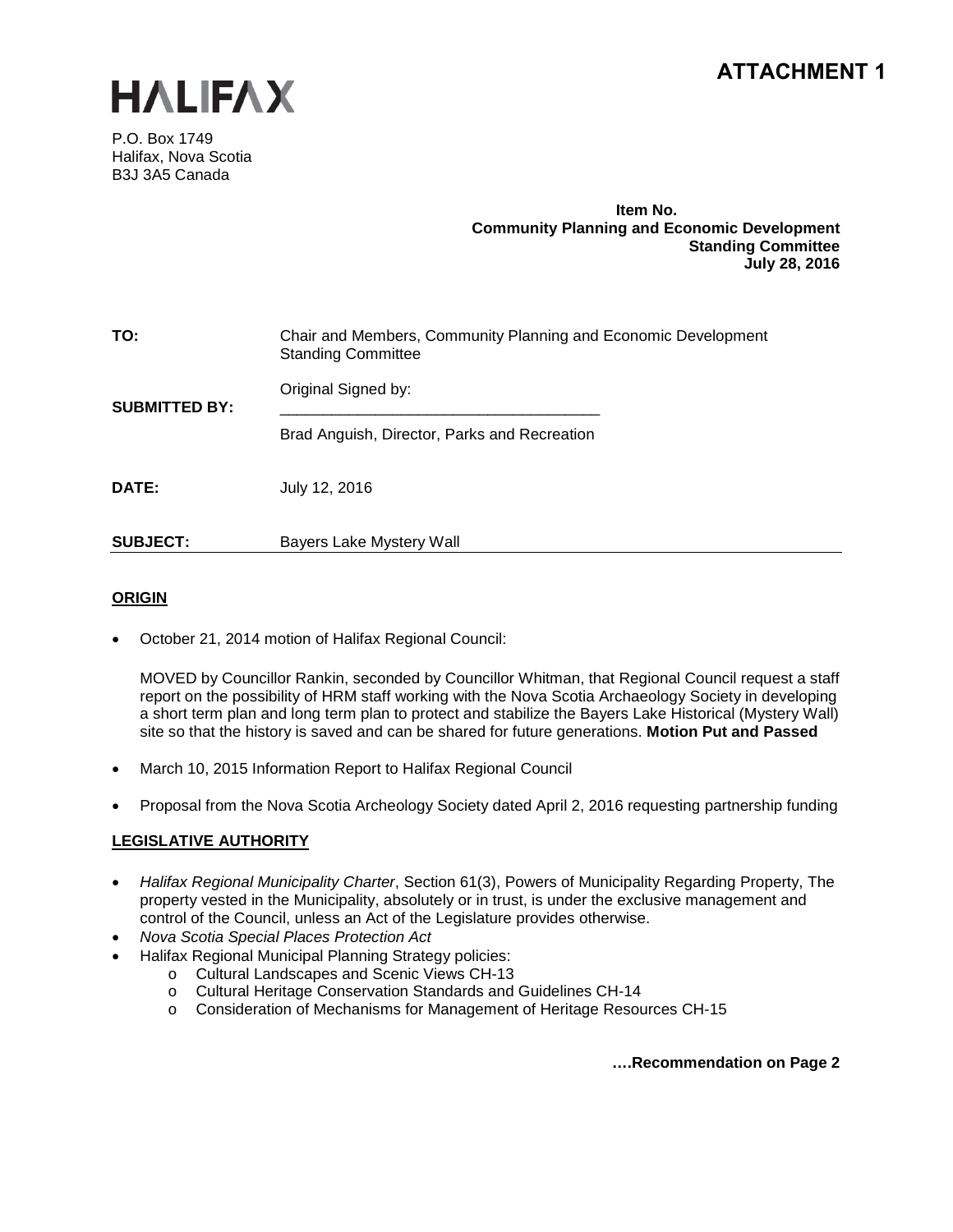# ATTACHMENT 1

HALIFAX

P.O. Box 1749
Halifax, Nova Scotia
B3J 3A5 Canada

**Item No.**
**Community Planning and Economic Development Standing Committee**
**July 28, 2016**

| | |
|---|---|
| **TO:** | Chair and Members, Community Planning and Economic Development Standing Committee |
| **SUBMITTED BY:** | Original Signed by: <br> ______________________________________ <br> Brad Anguish, Director, Parks and Recreation |
| **DATE:** | July 12, 2016 |
| **SUBJECT:** | Bayers Lake Mystery Wall |

## ORIGIN

- October 21, 2014 motion of Halifax Regional Council:

  MOVED by Councillor Rankin, seconded by Councillor Whitman, that Regional Council request a staff report on the possibility of HRM staff working with the Nova Scotia Archaeology Society in developing a short term plan and long term plan to protect and stabilize the Bayers Lake Historical (Mystery Wall) site so that the history is saved and can be shared for future generations. **Motion Put and Passed**

- March 10, 2015 Information Report to Halifax Regional Council

- Proposal from the Nova Scotia Archeology Society dated April 2, 2016 requesting partnership funding

## LEGISLATIVE AUTHORITY

- *Halifax Regional Municipality Charter*, Section 61(3), Powers of Municipality Regarding Property, The property vested in the Municipality, absolutely or in trust, is under the exclusive management and control of the Council, unless an Act of the Legislature provides otherwise.
- *Nova Scotia Special Places Protection Act*
- Halifax Regional Municipal Planning Strategy policies:
  - o Cultural Landscapes and Scenic Views CH-13
  - o Cultural Heritage Conservation Standards and Guidelines CH-14
  - o Consideration of Mechanisms for Management of Heritage Resources CH-15

**….Recommendation on Page 2**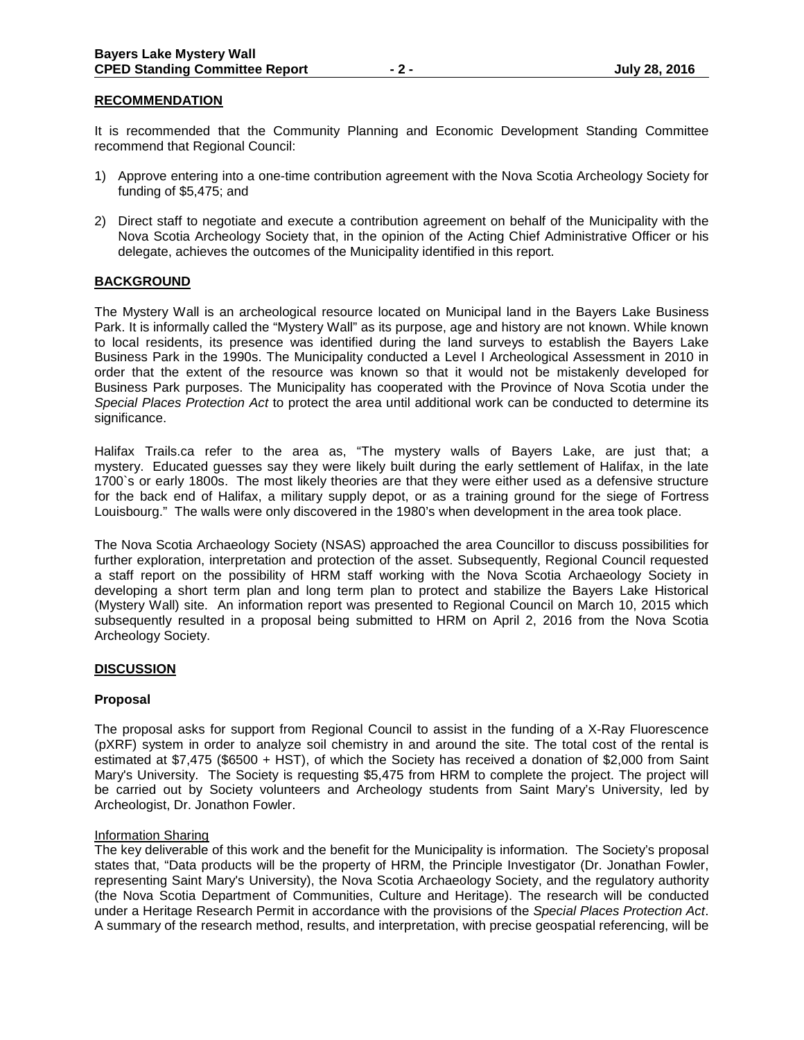## RECOMMENDATION

It is recommended that the Community Planning and Economic Development Standing Committee recommend that Regional Council:

1) Approve entering into a one-time contribution agreement with the Nova Scotia Archeology Society for funding of $5,475; and

2) Direct staff to negotiate and execute a contribution agreement on behalf of the Municipality with the Nova Scotia Archeology Society that, in the opinion of the Acting Chief Administrative Officer or his delegate, achieves the outcomes of the Municipality identified in this report.

## BACKGROUND

The Mystery Wall is an archeological resource located on Municipal land in the Bayers Lake Business Park. It is informally called the "Mystery Wall" as its purpose, age and history are not known. While known to local residents, its presence was identified during the land surveys to establish the Bayers Lake Business Park in the 1990s. The Municipality conducted a Level I Archeological Assessment in 2010 in order that the extent of the resource was known so that it would not be mistakenly developed for Business Park purposes. The Municipality has cooperated with the Province of Nova Scotia under the *Special Places Protection Act* to protect the area until additional work can be conducted to determine its significance.

Halifax Trails.ca refer to the area as, "The mystery walls of Bayers Lake, are just that; a mystery. Educated guesses say they were likely built during the early settlement of Halifax, in the late 1700`s or early 1800s. The most likely theories are that they were either used as a defensive structure for the back end of Halifax, a military supply depot, or as a training ground for the siege of Fortress Louisbourg." The walls were only discovered in the 1980's when development in the area took place.

The Nova Scotia Archaeology Society (NSAS) approached the area Councillor to discuss possibilities for further exploration, interpretation and protection of the asset. Subsequently, Regional Council requested a staff report on the possibility of HRM staff working with the Nova Scotia Archaeology Society in developing a short term plan and long term plan to protect and stabilize the Bayers Lake Historical (Mystery Wall) site. An information report was presented to Regional Council on March 10, 2015 which subsequently resulted in a proposal being submitted to HRM on April 2, 2016 from the Nova Scotia Archeology Society.

## DISCUSSION

### Proposal

The proposal asks for support from Regional Council to assist in the funding of a X-Ray Fluorescence (pXRF) system in order to analyze soil chemistry in and around the site. The total cost of the rental is estimated at $7,475 ($6500 + HST), of which the Society has received a donation of $2,000 from Saint Mary's University. The Society is requesting $5,475 from HRM to complete the project. The project will be carried out by Society volunteers and Archeology students from Saint Mary's University, led by Archeologist, Dr. Jonathon Fowler.

<u>Information Sharing</u>

The key deliverable of this work and the benefit for the Municipality is information. The Society's proposal states that, "Data products will be the property of HRM, the Principle Investigator (Dr. Jonathan Fowler, representing Saint Mary's University), the Nova Scotia Archaeology Society, and the regulatory authority (the Nova Scotia Department of Communities, Culture and Heritage). The research will be conducted under a Heritage Research Permit in accordance with the provisions of the *Special Places Protection Act*. A summary of the research method, results, and interpretation, with precise geospatial referencing, will be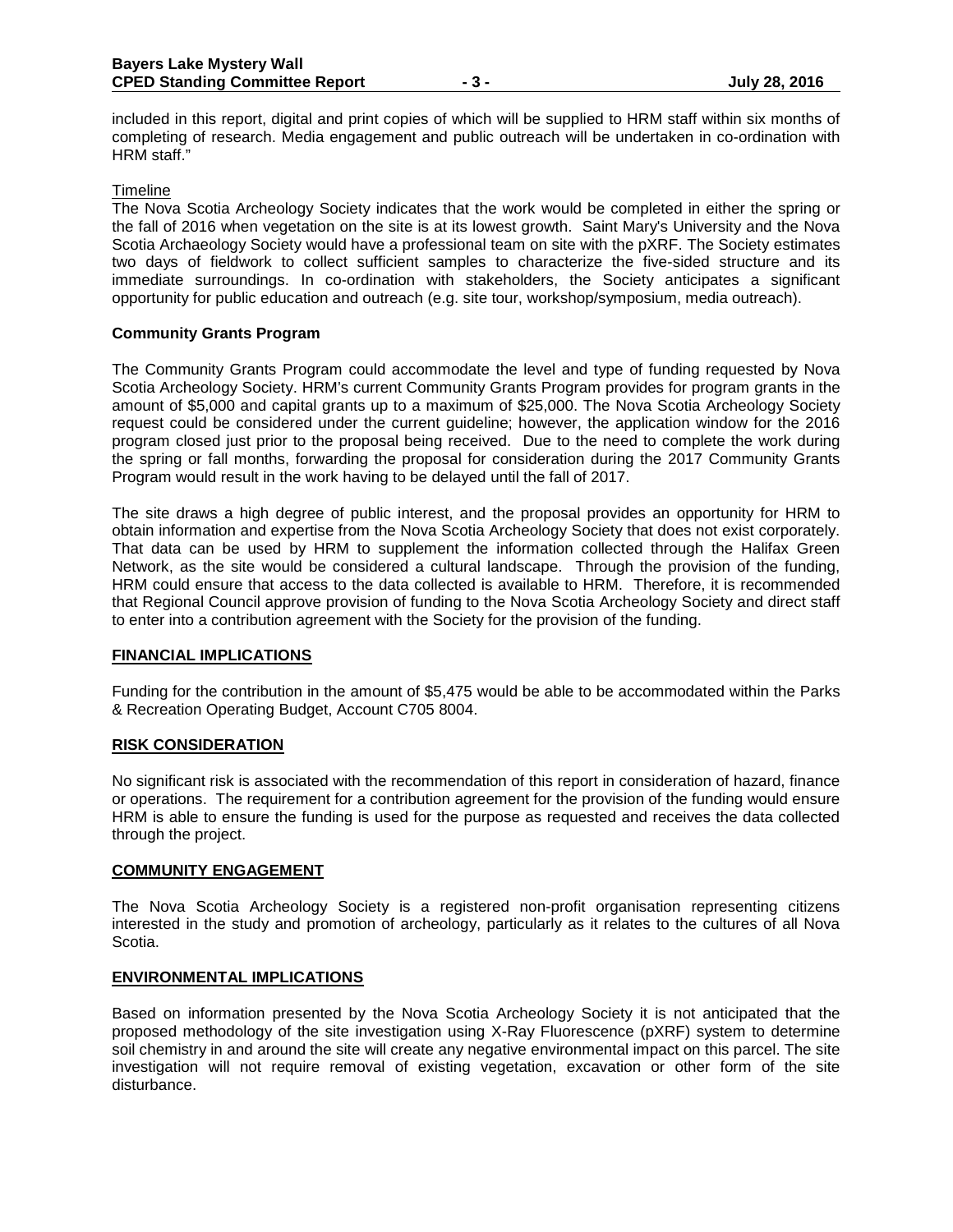included in this report, digital and print copies of which will be supplied to HRM staff within six months of completing of research. Media engagement and public outreach will be undertaken in co-ordination with HRM staff."

Timeline

The Nova Scotia Archeology Society indicates that the work would be completed in either the spring or the fall of 2016 when vegetation on the site is at its lowest growth. Saint Mary's University and the Nova Scotia Archaeology Society would have a professional team on site with the pXRF. The Society estimates two days of fieldwork to collect sufficient samples to characterize the five-sided structure and its immediate surroundings. In co-ordination with stakeholders, the Society anticipates a significant opportunity for public education and outreach (e.g. site tour, workshop/symposium, media outreach).

**Community Grants Program**

The Community Grants Program could accommodate the level and type of funding requested by Nova Scotia Archeology Society. HRM's current Community Grants Program provides for program grants in the amount of $5,000 and capital grants up to a maximum of $25,000. The Nova Scotia Archeology Society request could be considered under the current guideline; however, the application window for the 2016 program closed just prior to the proposal being received. Due to the need to complete the work during the spring or fall months, forwarding the proposal for consideration during the 2017 Community Grants Program would result in the work having to be delayed until the fall of 2017.

The site draws a high degree of public interest, and the proposal provides an opportunity for HRM to obtain information and expertise from the Nova Scotia Archeology Society that does not exist corporately. That data can be used by HRM to supplement the information collected through the Halifax Green Network, as the site would be considered a cultural landscape. Through the provision of the funding, HRM could ensure that access to the data collected is available to HRM. Therefore, it is recommended that Regional Council approve provision of funding to the Nova Scotia Archeology Society and direct staff to enter into a contribution agreement with the Society for the provision of the funding.

## FINANCIAL IMPLICATIONS

Funding for the contribution in the amount of $5,475 would be able to be accommodated within the Parks & Recreation Operating Budget, Account C705 8004.

## RISK CONSIDERATION

No significant risk is associated with the recommendation of this report in consideration of hazard, finance or operations. The requirement for a contribution agreement for the provision of the funding would ensure HRM is able to ensure the funding is used for the purpose as requested and receives the data collected through the project.

## COMMUNITY ENGAGEMENT

The Nova Scotia Archeology Society is a registered non-profit organisation representing citizens interested in the study and promotion of archeology, particularly as it relates to the cultures of all Nova Scotia.

## ENVIRONMENTAL IMPLICATIONS

Based on information presented by the Nova Scotia Archeology Society it is not anticipated that the proposed methodology of the site investigation using X-Ray Fluorescence (pXRF) system to determine soil chemistry in and around the site will create any negative environmental impact on this parcel. The site investigation will not require removal of existing vegetation, excavation or other form of the site disturbance.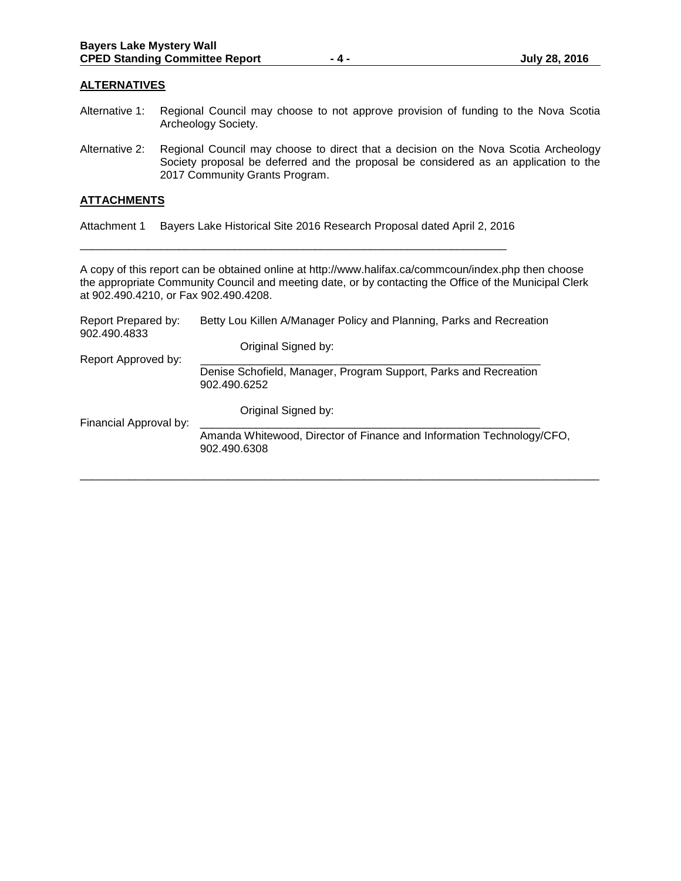## ALTERNATIVES

Alternative 1: Regional Council may choose to not approve provision of funding to the Nova Scotia Archeology Society.

Alternative 2: Regional Council may choose to direct that a decision on the Nova Scotia Archeology Society proposal be deferred and the proposal be considered as an application to the 2017 Community Grants Program.

## ATTACHMENTS

Attachment 1 Bayers Lake Historical Site 2016 Research Proposal dated April 2, 2016

---

A copy of this report can be obtained online at http://www.halifax.ca/commcoun/index.php then choose the appropriate Community Council and meeting date, or by contacting the Office of the Municipal Clerk at 902.490.4210, or Fax 902.490.4208.

Report Prepared by: Betty Lou Killen A/Manager Policy and Planning, Parks and Recreation
902.490.4833

Report Approved by:
Original Signed by:
Denise Schofield, Manager, Program Support, Parks and Recreation
902.490.6252

Financial Approval by:
Original Signed by:
Amanda Whitewood, Director of Finance and Information Technology/CFO,
902.490.6308

---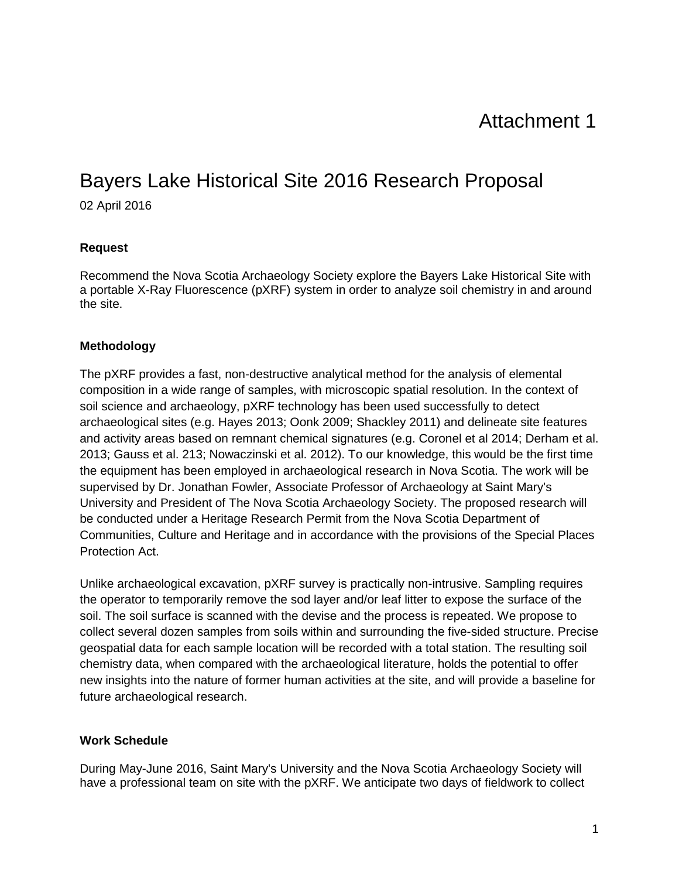# Attachment 1

## Bayers Lake Historical Site 2016 Research Proposal

02 April 2016

**Request**

Recommend the Nova Scotia Archaeology Society explore the Bayers Lake Historical Site with a portable X-Ray Fluorescence (pXRF) system in order to analyze soil chemistry in and around the site.

**Methodology**

The pXRF provides a fast, non-destructive analytical method for the analysis of elemental composition in a wide range of samples, with microscopic spatial resolution. In the context of soil science and archaeology, pXRF technology has been used successfully to detect archaeological sites (e.g. Hayes 2013; Oonk 2009; Shackley 2011) and delineate site features and activity areas based on remnant chemical signatures (e.g. Coronel et al 2014; Derham et al. 2013; Gauss et al. 213; Nowaczinski et al. 2012). To our knowledge, this would be the first time the equipment has been employed in archaeological research in Nova Scotia. The work will be supervised by Dr. Jonathan Fowler, Associate Professor of Archaeology at Saint Mary's University and President of The Nova Scotia Archaeology Society. The proposed research will be conducted under a Heritage Research Permit from the Nova Scotia Department of Communities, Culture and Heritage and in accordance with the provisions of the Special Places Protection Act.

Unlike archaeological excavation, pXRF survey is practically non-intrusive. Sampling requires the operator to temporarily remove the sod layer and/or leaf litter to expose the surface of the soil. The soil surface is scanned with the devise and the process is repeated. We propose to collect several dozen samples from soils within and surrounding the five-sided structure. Precise geospatial data for each sample location will be recorded with a total station. The resulting soil chemistry data, when compared with the archaeological literature, holds the potential to offer new insights into the nature of former human activities at the site, and will provide a baseline for future archaeological research.

**Work Schedule**

During May-June 2016, Saint Mary's University and the Nova Scotia Archaeology Society will have a professional team on site with the pXRF. We anticipate two days of fieldwork to collect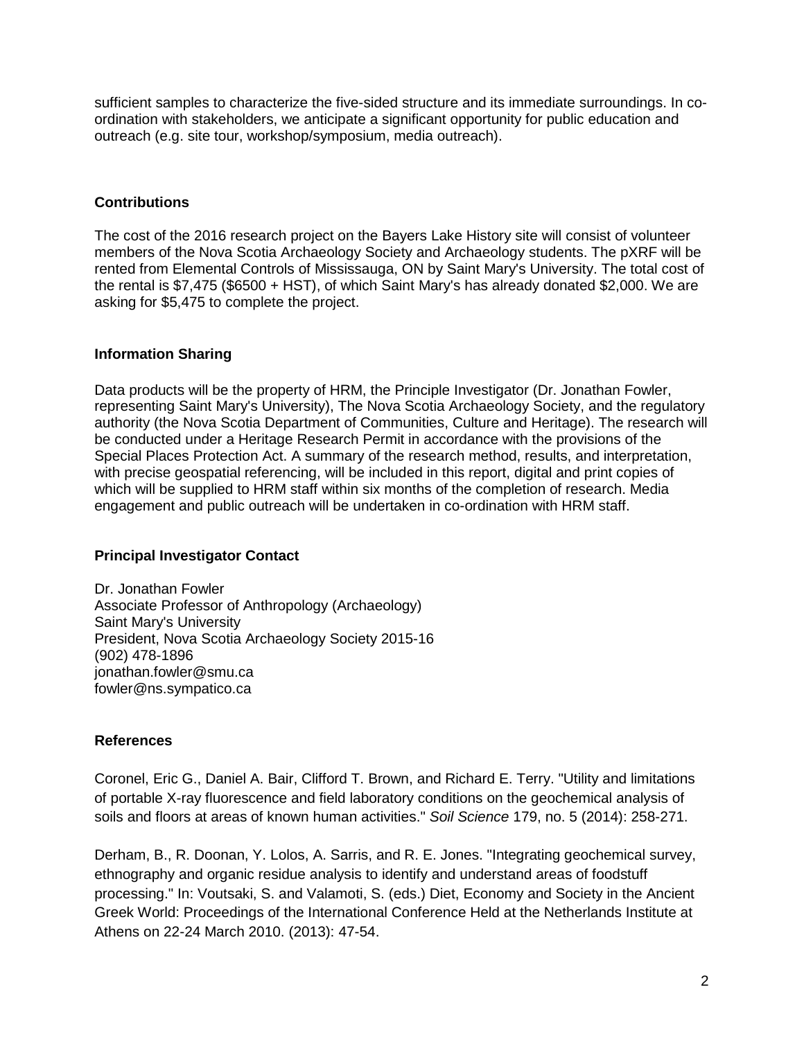sufficient samples to characterize the five-sided structure and its immediate surroundings. In co-ordination with stakeholders, we anticipate a significant opportunity for public education and outreach (e.g. site tour, workshop/symposium, media outreach).

### Contributions

The cost of the 2016 research project on the Bayers Lake History site will consist of volunteer members of the Nova Scotia Archaeology Society and Archaeology students. The pXRF will be rented from Elemental Controls of Mississauga, ON by Saint Mary's University. The total cost of the rental is $7,475 ($6500 + HST), of which Saint Mary's has already donated $2,000. We are asking for $5,475 to complete the project.

### Information Sharing

Data products will be the property of HRM, the Principle Investigator (Dr. Jonathan Fowler, representing Saint Mary's University), The Nova Scotia Archaeology Society, and the regulatory authority (the Nova Scotia Department of Communities, Culture and Heritage). The research will be conducted under a Heritage Research Permit in accordance with the provisions of the Special Places Protection Act. A summary of the research method, results, and interpretation, with precise geospatial referencing, will be included in this report, digital and print copies of which will be supplied to HRM staff within six months of the completion of research. Media engagement and public outreach will be undertaken in co-ordination with HRM staff.

### Principal Investigator Contact

Dr. Jonathan Fowler  
Associate Professor of Anthropology (Archaeology)  
Saint Mary's University  
President, Nova Scotia Archaeology Society 2015-16  
(902) 478-1896  
jonathan.fowler@smu.ca  
fowler@ns.sympatico.ca

### References

Coronel, Eric G., Daniel A. Bair, Clifford T. Brown, and Richard E. Terry. "Utility and limitations of portable X-ray fluorescence and field laboratory conditions on the geochemical analysis of soils and floors at areas of known human activities." *Soil Science* 179, no. 5 (2014): 258-271.

Derham, B., R. Doonan, Y. Lolos, A. Sarris, and R. E. Jones. "Integrating geochemical survey, ethnography and organic residue analysis to identify and understand areas of foodstuff processing." In: Voutsaki, S. and Valamoti, S. (eds.) Diet, Economy and Society in the Ancient Greek World: Proceedings of the International Conference Held at the Netherlands Institute at Athens on 22-24 March 2010. (2013): 47-54.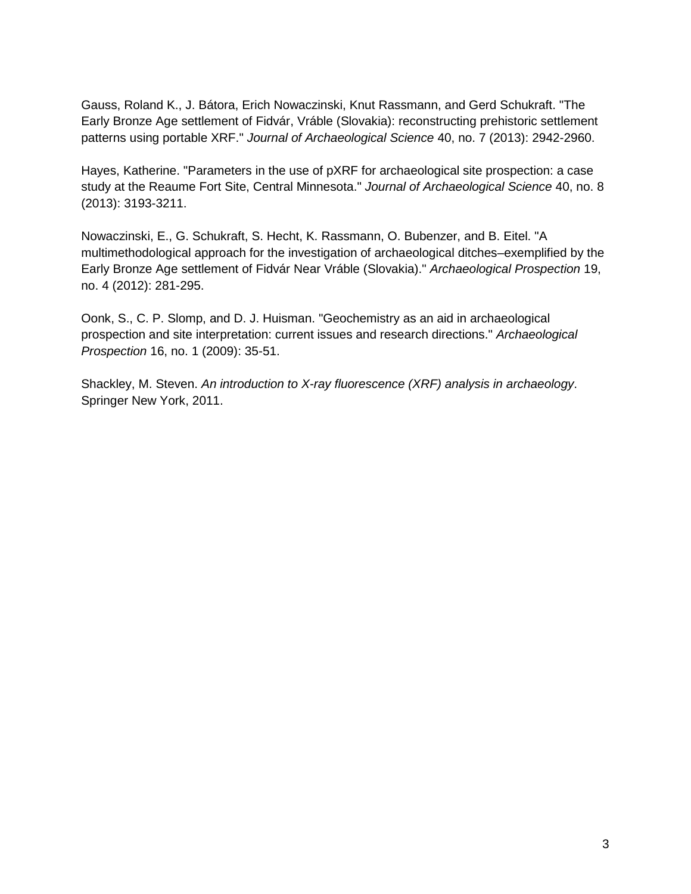Gauss, Roland K., J. Bátora, Erich Nowaczinski, Knut Rassmann, and Gerd Schukraft. "The Early Bronze Age settlement of Fidvár, Vráble (Slovakia): reconstructing prehistoric settlement patterns using portable XRF." *Journal of Archaeological Science* 40, no. 7 (2013): 2942-2960.

Hayes, Katherine. "Parameters in the use of pXRF for archaeological site prospection: a case study at the Reaume Fort Site, Central Minnesota." *Journal of Archaeological Science* 40, no. 8 (2013): 3193-3211.

Nowaczinski, E., G. Schukraft, S. Hecht, K. Rassmann, O. Bubenzer, and B. Eitel. "A multimethodological approach for the investigation of archaeological ditches–exemplified by the Early Bronze Age settlement of Fidvár Near Vráble (Slovakia)." *Archaeological Prospection* 19, no. 4 (2012): 281-295.

Oonk, S., C. P. Slomp, and D. J. Huisman. "Geochemistry as an aid in archaeological prospection and site interpretation: current issues and research directions." *Archaeological Prospection* 16, no. 1 (2009): 35-51.

Shackley, M. Steven. *An introduction to X-ray fluorescence (XRF) analysis in archaeology*. Springer New York, 2011.